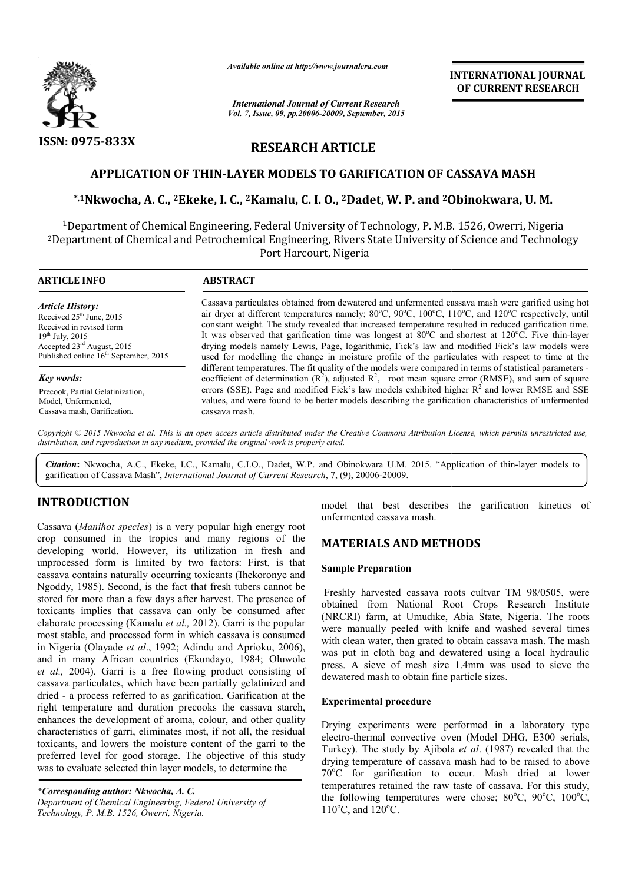ISSN: 0975-833X

*Available online at http://www.journalcra.com*

*International Journal of Current Research*
*Vol. 7, Issue, 09, pp.20006-20009, September, 2015*

**INTERNATIONAL JOURNAL OF CURRENT RESEARCH**

## RESEARCH ARTICLE

# APPLICATION OF THIN-LAYER MODELS TO GARIFICATION OF CASSAVA MASH

**\*,[1]Nkwocha, A. C., [2]Ekeke, I. C., [2]Kamalu, C. I. O., [2]Dadet, W. P. and [2]Obinokwara, U. M.**

[1]Department of Chemical Engineering, Federal University of Technology, P. M.B. 1526, Owerri, Nigeria
[2]Department of Chemical and Petrochemical Engineering, Rivers State University of Science and Technology Port Harcourt, Nigeria

### ARTICLE INFO

*Article History:*
Received 25th June, 2015
Received in revised form 19th July, 2015
Accepted 23rd August, 2015
Published online 16th September, 2015

*Key words:*
Precook, Partial Gelatinization, Model, Unfermented, Cassava mash, Garification.

### ABSTRACT

Cassava particulates obtained from dewatered and unfermented cassava mash were garified using hot air dryer at different temperatures namely; 80°C, 90°C, 100°C, 110°C, and 120°C respectively, until constant weight. The study revealed that increased temperature resulted in reduced garification time. It was observed that garification time was longest at 80°C and shortest at 120°C. Five thin-layer drying models namely Lewis, Page, logarithmic, Fick's law and modified Fick's law models were used for modelling the change in moisture profile of the particulates with respect to time at the different temperatures. The fit quality of the models were compared in terms of statistical parameters - coefficient of determination ($R^2$), adjusted $R^2$, root mean square error (RMSE), and sum of square errors (SSE). Page and modified Fick's law models exhibited higher $R^2$ and lower RMSE and SSE values, and were found to be better models describing the garification characteristics of unfermented cassava mash.

*Copyright © 2015 Nkwocha et al. This is an open access article distributed under the Creative Commons Attribution License, which permits unrestricted use, distribution, and reproduction in any medium, provided the original work is properly cited.*

**Citation**: Nkwocha, A.C., Ekeke, I.C., Kamalu, C.I.O., Dadet, W.P. and Obinokwara U.M. 2015. "Application of thin-layer models to garification of Cassava Mash", *International Journal of Current Research*, 7, (9), 20006-20009.

## INTRODUCTION

Cassava (*Manihot species*) is a very popular high energy root crop consumed in the tropics and many regions of the developing world. However, its utilization in fresh and unprocessed form is limited by two factors: First, is that cassava contains naturally occurring toxicants (Ihekoronye and Ngoddy, 1985). Second, is the fact that fresh tubers cannot be stored for more than a few days after harvest. The presence of toxicants implies that cassava can only be consumed after elaborate processing (Kamalu *et al.,* 2012). Garri is the popular most stable, and processed form in which cassava is consumed in Nigeria (Olayade *et al*., 1992; Adindu and Aprioku, 2006), and in many African countries (Ekundayo, 1984; Oluwole *et al.,* 2004). Garri is a free flowing product consisting of cassava particulates, which have been partially gelatinized and dried - a process referred to as garification. Garification at the right temperature and duration precooks the cassava starch, enhances the development of aroma, colour, and other quality characteristics of garri, eliminates most, if not all, the residual toxicants, and lowers the moisture content of the garri to the preferred level for good storage. The objective of this study was to evaluate selected thin layer models, to determine the model that best describes the garification kinetics of unfermented cassava mash.

*\*Corresponding author: Nkwocha, A. C.*
*Department of Chemical Engineering, Federal University of Technology, P. M.B. 1526, Owerri, Nigeria.*

## MATERIALS AND METHODS

### Sample Preparation

Freshly harvested cassava roots cultvar TM 98/0505, were obtained from National Root Crops Research Institute (NRCRI) farm, at Umudike, Abia State, Nigeria. The roots were manually peeled with knife and washed several times with clean water, then grated to obtain cassava mash. The mash was put in cloth bag and dewatered using a local hydraulic press. A sieve of mesh size 1.4mm was used to sieve the dewatered mash to obtain fine particle sizes.

### Experimental procedure

Drying experiments were performed in a laboratory type electro-thermal convective oven (Model DHG, E300 serials, Turkey). The study by Ajibola *et al*. (1987) revealed that the drying temperature of cassava mash had to be raised to above 70°C for garification to occur. Mash dried at lower temperatures retained the raw taste of cassava. For this study, the following temperatures were chose; 80°C, 90°C, 100°C, 110°C, and 120°C.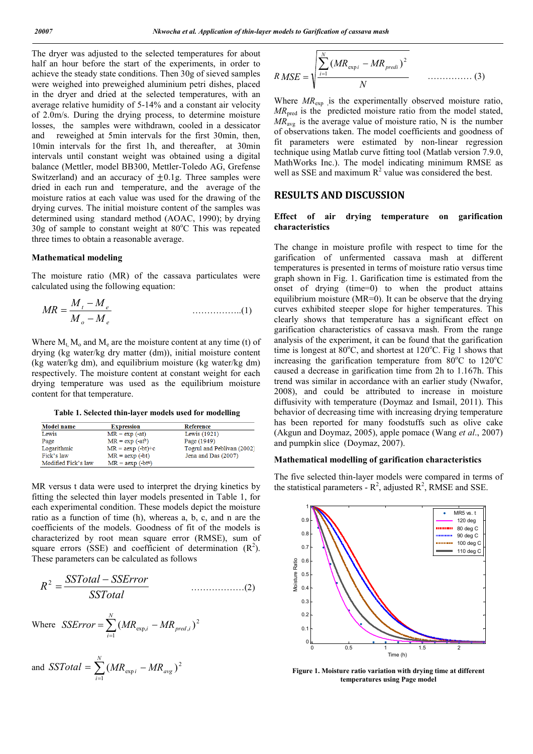The dryer was adjusted to the selected temperatures for about half an hour before the start of the experiments, in order to achieve the steady state conditions. Then 30g of sieved samples were weighed into preweighed aluminium petri dishes, placed in the dryer and dried at the selected temperatures, with an average relative humidity of 5-14% and a constant air velocity of 2.0m/s. During the drying process, to determine moisture losses, the samples were withdrawn, cooled in a dessicator and reweighed at 5min intervals for the first 30min, then, 10min intervals for the first 1h, and thereafter, at 30min intervals until constant weight was obtained using a digital balance (Mettler, model BB300, Mettler-Toledo AG, Grefense Switzerland) and an accuracy of $\pm 0.1$g. Three samples were dried in each run and temperature, and the average of the moisture ratios at each value was used for the drawing of the drying curves. The initial moisture content of the samples was determined using standard method (AOAC, 1990); by drying 30g of sample to constant weight at 80°C This was repeated three times to obtain a reasonable average.

### Mathematical modeling

The moisture ratio (MR) of the cassava particulates were calculated using the following equation:

$$MR = \frac{M_t - M_e}{M_o - M_e} \quad \text{……………..(1)}$$

Where $M_t$, $M_o$ and $M_e$ are the moisture content at any time (t) of drying (kg water/kg dry matter (dm)), initial moisture content (kg water/kg dm), and equilibrium moisture (kg water/kg dm) respectively. The moisture content at constant weight for each drying temperature was used as the equilibrium moisture content for that temperature.

**Table 1. Selected thin-layer models used for modelling**

| Model name | Expression | Reference |
|---|---|---|
| Lewis | $MR = \exp(-at)$ | Lewis (1921) |
| Page | $MR = \exp(-at^b)$ | Page (1949) |
| Logarithmic | $MR = a\exp(-bt)+c$ | Togrul and Pehlivan (2002) |
| Fick's law | $MR = a\exp(-bt)$ | Jena and Das (2007) |
| Modified Fick's law | $MR = a\exp(-bt^n)$ | |

MR versus t data were used to interpret the drying kinetics by fitting the selected thin layer models presented in Table 1, for each experimental condition. These models depict the moisture ratio as a function of time (h), whereas a, b, c, and n are the coefficients of the models. Goodness of fit of the models is characterized by root mean square error (RMSE), sum of square errors (SSE) and coefficient of determination ($R^2$). These parameters can be calculated as follows

$$R^2 = \frac{SSTotal - SSError}{SSTotal} \quad \text{………………(2)}$$

Where $SSError = \sum_{i=1}^{N} (MR_{\exp,i} - MR_{pred,i})^2$

and $SSTotal = \sum_{i=1}^{N} (MR_{\exp i} - MR_{avg})^2$

$$RMSE = \sqrt{\frac{\sum_{i=1}^{N} (MR_{\exp i} - MR_{pred i})^2}{N}} \quad \text{…………… (3)}$$

Where $MR_{exp}$ is the experimentally observed moisture ratio, $MR_{pred}$ is the predicted moisture ratio from the model stated, $MR_{avg}$ is the average value of moisture ratio, N is the number of observations taken. The model coefficients and goodness of fit parameters were estimated by non-linear regression technique using Matlab curve fitting tool (Matlab version 7.9.0, MathWorks Inc.). The model indicating minimum RMSE as well as SSE and maximum $R^2$ value was considered the best.

## RESULTS AND DISCUSSION

### Effect of air drying temperature on garification characteristics

The change in moisture profile with respect to time for the garification of unfermented cassava mash at different temperatures is presented in terms of moisture ratio versus time graph shown in Fig. 1. Garification time is estimated from the onset of drying (time=0) to when the product attains equilibrium moisture (MR=0). It can be observed that the drying curves exhibited steeper slope for higher temperatures. This clearly shows that temperature has a significant effect on garification characteristics of cassava mash. From the range analysis of the experiment, it can be found that the garification time is longest at 80°C, and shortest at 120°C. Fig 1 shows that increasing the garification temperature from 80°C to 120°C caused a decrease in garification time from 2h to 1.167h. This trend was similar in accordance with an earlier study (Nwafor, 2008), and could be attributed to increase in moisture diffusivity with temperature (Doymaz and Ismail, 2011). This behavior of decreasing time with increasing drying temperature has been reported for many foodstuffs such as olive cake (Akgun and Doymaz, 2005), apple pomace (Wang *et al*., 2007) and pumpkin slice (Doymaz, 2007).

### Mathematical modelling of garification characteristics

The five selected thin-layer models were compared in terms of the statistical parameters - $R^2$, adjusted $R^2$, RMSE and SSE.

**Figure 1. Moisture ratio variation with drying time at different temperatures using Page model**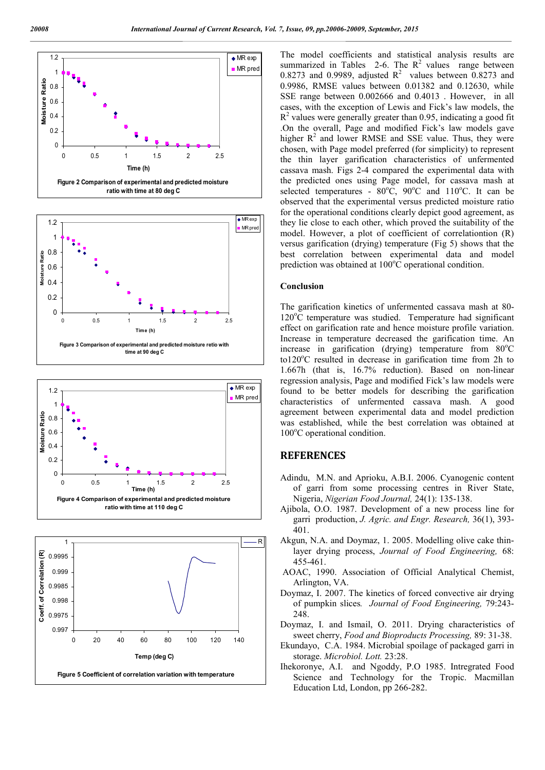Figure 2 Comparison of experimental and predicted moisture ratio with time at 80 deg C

Figure 3 Comparison of experimental and predicted moisture retio with time at 90 deg C

Figure 4 Comparison of experimental and predicted moisture ratio with time at 110 deg C

Figure 5 Coefficient of correlation variation with temperature

The model coefficients and statistical analysis results are summarized in Tables 2-6. The $R^2$ values range between 0.8273 and 0.9989, adjusted $R^2$ values between 0.8273 and 0.9986, RMSE values between 0.01382 and 0.12630, while SSE range between 0.002666 and 0.4013 . However, in all cases, with the exception of Lewis and Fick's law models, the $R^2$ values were generally greater than 0.95, indicating a good fit .On the overall, Page and modified Fick's law models gave higher $R^2$ and lower RMSE and SSE value. Thus, they were chosen, with Page model preferred (for simplicity) to represent the thin layer garification characteristics of unfermented cassava mash. Figs 2-4 compared the experimental data with the predicted ones using Page model, for cassava mash at selected temperatures - 80°C, 90°C and 110°C. It can be observed that the experimental versus predicted moisture ratio for the operational conditions clearly depict good agreement, as they lie close to each other, which proved the suitability of the model. However, a plot of coefficient of correlationtion (R) versus garification (drying) temperature (Fig 5) shows that the best correlation between experimental data and model prediction was obtained at 100°C operational condition.

## Conclusion

The garification kinetics of unfermented cassava mash at 80-120°C temperature was studied. Temperature had significant effect on garification rate and hence moisture profile variation. Increase in temperature decreased the garification time. An increase in garification (drying) temperature from 80°C to120°C resulted in decrease in garification time from 2h to 1.667h (that is, 16.7% reduction). Based on non-linear regression analysis, Page and modified Fick's law models were found to be better models for describing the garification characteristics of unfermented cassava mash. A good agreement between experimental data and model prediction was established, while the best correlation was obtained at 100°C operational condition.

## REFERENCES

Adindu, M.N. and Aprioku, A.B.I. 2006. Cyanogenic content of garri from some processing centres in River State, Nigeria, *Nigerian Food Journal,* 24(1): 135-138.

Ajibola, O.O. 1987. Development of a new process line for garri production, *J. Agric. and Engr. Research,* 36(1), 393-401.

Akgun, N.A. and Doymaz, 1. 2005. Modelling olive cake thin-layer drying process, *Journal of Food Engineering,* 68: 455-461.

AOAC, 1990. Association of Official Analytical Chemist, Arlington, VA.

Doymaz, I. 2007. The kinetics of forced convective air drying of pumpkin slices. *Journal of Food Engineering,* 79:243-248.

Doymaz, I. and Ismail, O. 2011. Drying characteristics of sweet cherry, *Food and Bioproducts Processing,* 89: 31-38.

Ekundayo, C.A. 1984. Microbial spoilage of packaged garri in storage. *Microbiol. Lott.* 23:28.

Ihekoronye, A.I. and Ngoddy, P.O 1985. Intregrated Food Science and Technology for the Tropic. Macmillan Education Ltd, London, pp 266-282.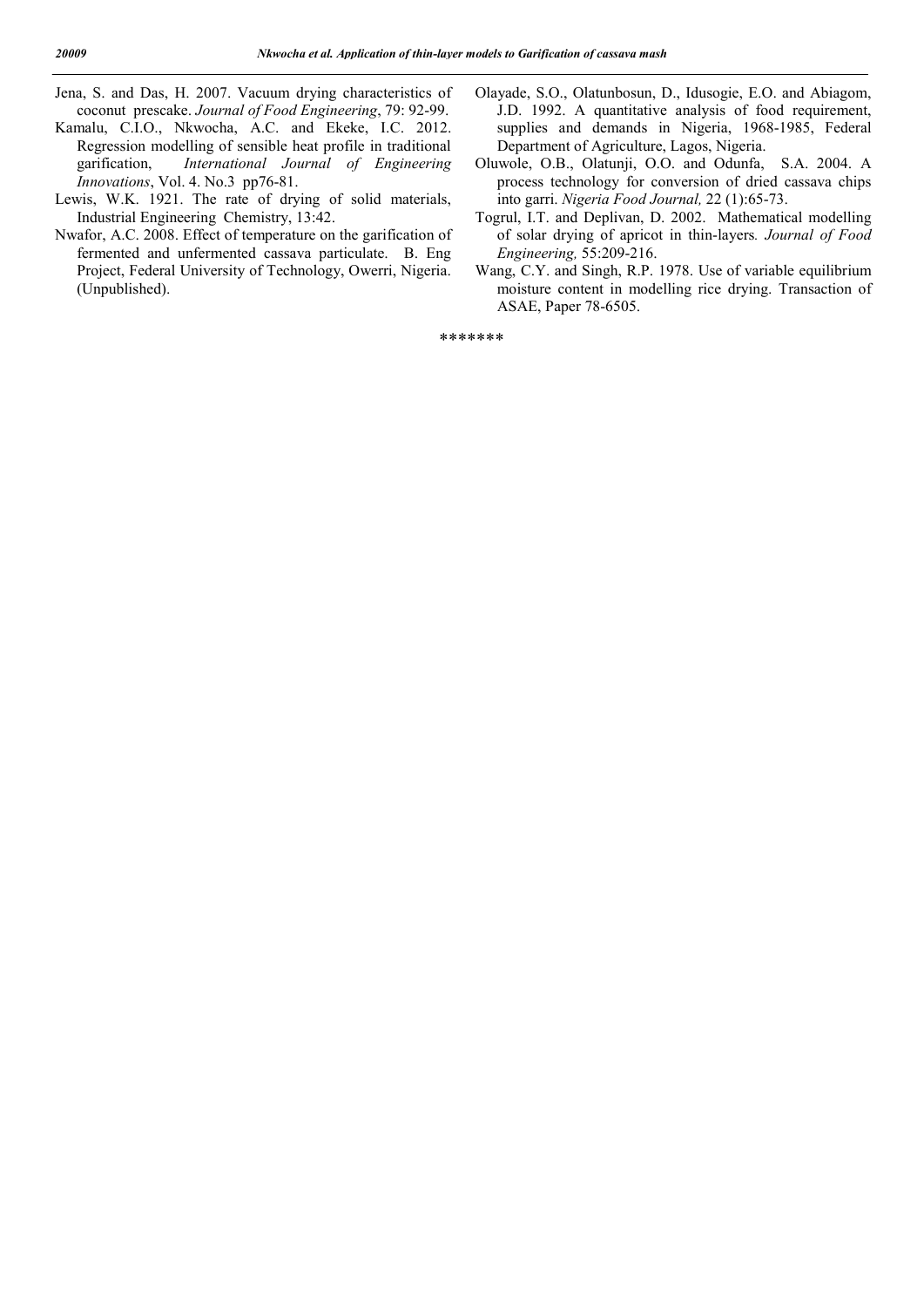Jena, S. and Das, H. 2007. Vacuum drying characteristics of coconut prescake. *Journal of Food Engineering*, 79: 92-99.

Kamalu, C.I.O., Nkwocha, A.C. and Ekeke, I.C. 2012. Regression modelling of sensible heat profile in traditional garification, *International Journal of Engineering Innovations*, Vol. 4. No.3 pp76-81.

Lewis, W.K. 1921. The rate of drying of solid materials, Industrial Engineering Chemistry, 13:42.

Nwafor, A.C. 2008. Effect of temperature on the garification of fermented and unfermented cassava particulate. B. Eng Project, Federal University of Technology, Owerri, Nigeria. (Unpublished).

Olayade, S.O., Olatunbosun, D., Idusogie, E.O. and Abiagom, J.D. 1992. A quantitative analysis of food requirement, supplies and demands in Nigeria, 1968-1985, Federal Department of Agriculture, Lagos, Nigeria.

Oluwole, O.B., Olatunji, O.O. and Odunfa, S.A. 2004. A process technology for conversion of dried cassava chips into garri. *Nigeria Food Journal,* 22 (1):65-73.

Togrul, I.T. and Deplivan, D. 2002. Mathematical modelling of solar drying of apricot in thin-layers. *Journal of Food Engineering,* 55:209-216.

Wang, C.Y. and Singh, R.P. 1978. Use of variable equilibrium moisture content in modelling rice drying. Transaction of ASAE, Paper 78-6505.

*******